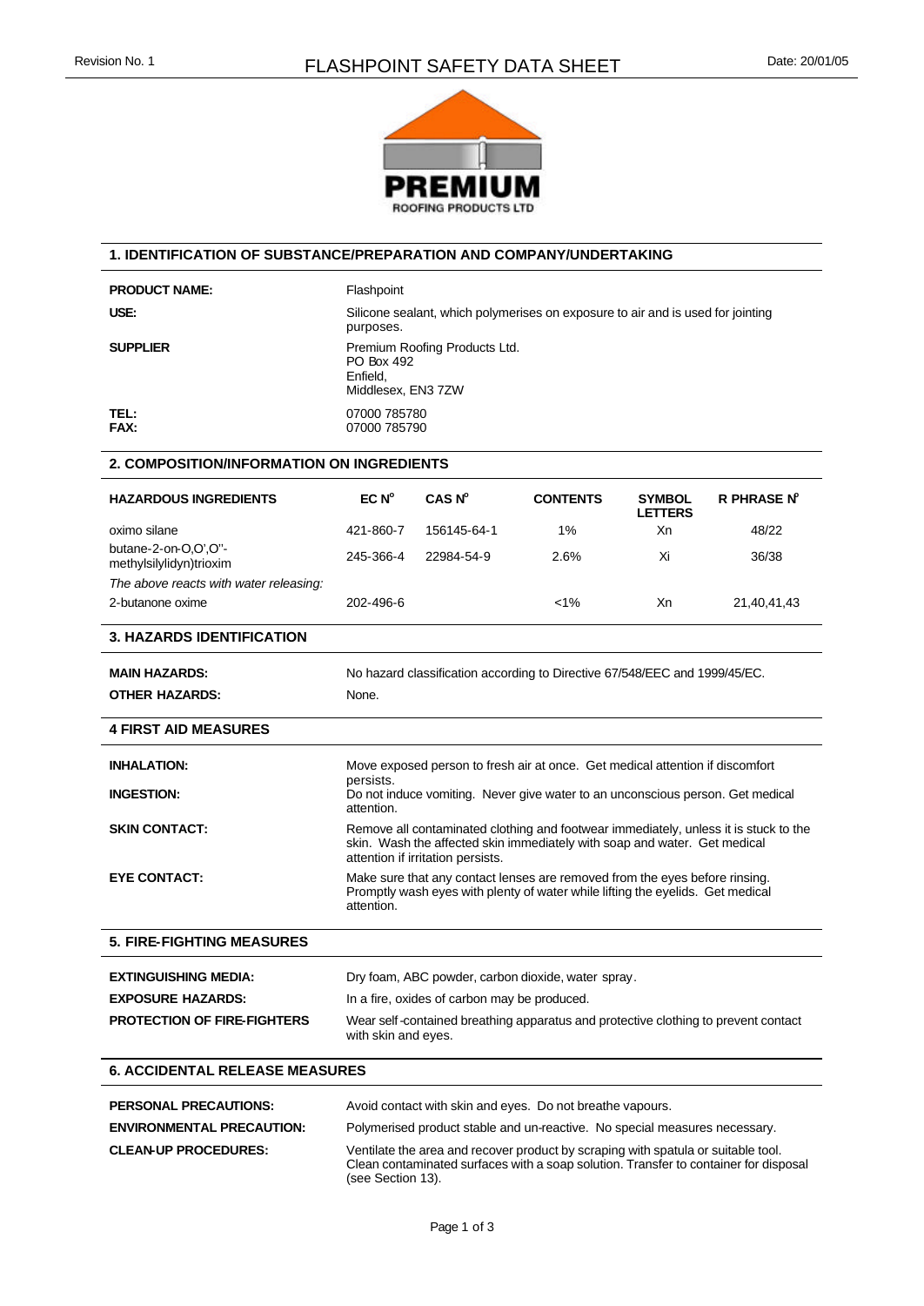# FLASHPOINT SAFETY DATA SHEET

Revision No. 1

Date: 20/01/05

PREMIUM ROOFING PRODUCTS LTD

## 1. IDENTIFICATION OF SUBSTANCE/PREPARATION AND COMPANY/UNDERTAKING

**PRODUCT NAME:** Flashpoint

**USE:** Silicone sealant, which polymerises on exposure to air and is used for jointing purposes.

**SUPPLIER** Premium Roofing Products Ltd.
PO Box 492
Enfield,
Middlesex, EN3 7ZW

**TEL:** 07000 785780
**FAX:** 07000 785790

## 2. COMPOSITION/INFORMATION ON INGREDIENTS

| HAZARDOUS INGREDIENTS | EC N° | CAS N° | CONTENTS | SYMBOL LETTERS | R PHRASE N° |
|---|---|---|---|---|---|
| oximo silane | 421-860-7 | 156145-64-1 | 1% | Xn | 48/22 |
| butane-2-on-O,O',O''-methylsilylidyn)trioxim | 245-366-4 | 22984-54-9 | 2.6% | Xi | 36/38 |
| *The above reacts with water releasing:* | | | | | |
| 2-butanone oxime | 202-496-6 | | <1% | Xn | 21,40,41,43 |

## 3. HAZARDS IDENTIFICATION

**MAIN HAZARDS:** No hazard classification according to Directive 67/548/EEC and 1999/45/EC.

**OTHER HAZARDS:** None.

## 4 FIRST AID MEASURES

**INHALATION:** Move exposed person to fresh air at once. Get medical attention if discomfort persists.

**INGESTION:** Do not induce vomiting. Never give water to an unconscious person. Get medical attention.

**SKIN CONTACT:** Remove all contaminated clothing and footwear immediately, unless it is stuck to the skin. Wash the affected skin immediately with soap and water. Get medical attention if irritation persists.

**EYE CONTACT:** Make sure that any contact lenses are removed from the eyes before rinsing. Promptly wash eyes with plenty of water while lifting the eyelids. Get medical attention.

## 5. FIRE-FIGHTING MEASURES

**EXTINGUISHING MEDIA:** Dry foam, ABC powder, carbon dioxide, water spray.

**EXPOSURE HAZARDS:** In a fire, oxides of carbon may be produced.

**PROTECTION OF FIRE-FIGHTERS** Wear self-contained breathing apparatus and protective clothing to prevent contact with skin and eyes.

## 6. ACCIDENTAL RELEASE MEASURES

**PERSONAL PRECAUTIONS:** Avoid contact with skin and eyes. Do not breathe vapours.

**ENVIRONMENTAL PRECAUTION:** Polymerised product stable and un-reactive. No special measures necessary.

**CLEAN-UP PROCEDURES:** Ventilate the area and recover product by scraping with spatula or suitable tool. Clean contaminated surfaces with a soap solution. Transfer to container for disposal (see Section 13).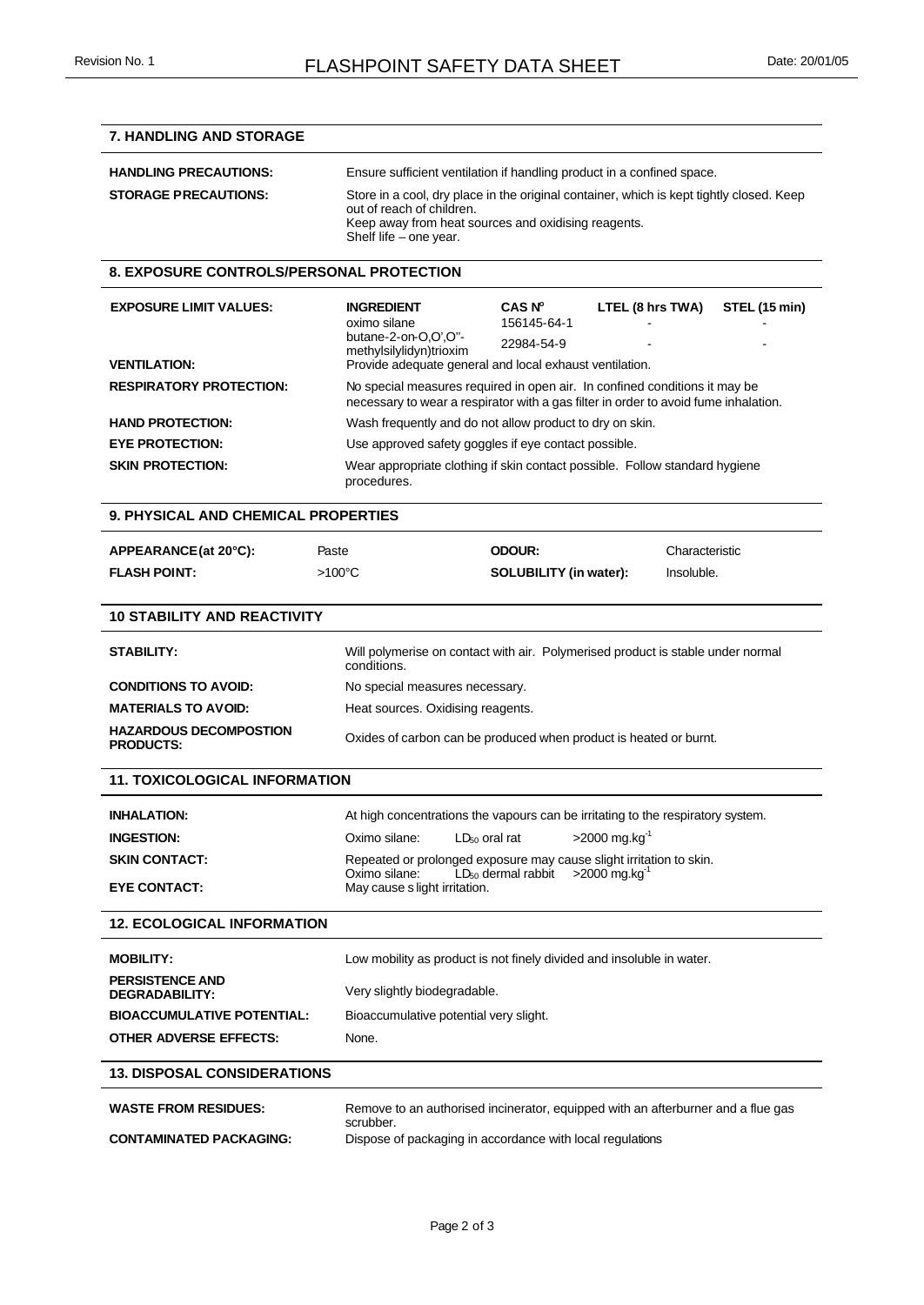## 7. HANDLING AND STORAGE

**HANDLING PRECAUTIONS:** Ensure sufficient ventilation if handling product in a confined space.

**STORAGE PRECAUTIONS:** Store in a cool, dry place in the original container, which is kept tightly closed. Keep out of reach of children.
Keep away from heat sources and oxidising reagents.
Shelf life – one year.

## 8. EXPOSURE CONTROLS/PERSONAL PROTECTION

**EXPOSURE LIMIT VALUES:**

| INGREDIENT | CAS Nº | LTEL (8 hrs TWA) | STEL (15 min) |
|---|---|---|---|
| oximo silane | 156145-64-1 | - | - |
| butane-2-on-O,O',O"-methylsilylidyn)trioxim | 22984-54-9 | - | - |

**VENTILATION:** Provide adequate general and local exhaust ventilation.

**RESPIRATORY PROTECTION:** No special measures required in open air. In confined conditions it may be necessary to wear a respirator with a gas filter in order to avoid fume inhalation.

**HAND PROTECTION:** Wash frequently and do not allow product to dry on skin.

**EYE PROTECTION:** Use approved safety goggles if eye contact possible.

**SKIN PROTECTION:** Wear appropriate clothing if skin contact possible. Follow standard hygiene procedures.

## 9. PHYSICAL AND CHEMICAL PROPERTIES

| | | | |
|---|---|---|---|
| **APPEARANCE (at 20°C):** | Paste | **ODOUR:** | Characteristic |
| **FLASH POINT:** | >100°C | **SOLUBILITY (in water):** | Insoluble. |

## 10 STABILITY AND REACTIVITY

**STABILITY:** Will polymerise on contact with air. Polymerised product is stable under normal conditions.

**CONDITIONS TO AVOID:** No special measures necessary.

**MATERIALS TO AVOID:** Heat sources. Oxidising reagents.

**HAZARDOUS DECOMPOSTION PRODUCTS:** Oxides of carbon can be produced when product is heated or burnt.

## 11. TOXICOLOGICAL INFORMATION

**INHALATION:** At high concentrations the vapours can be irritating to the respiratory system.

**INGESTION:** Oximo silane: $LD_{50}$ oral rat >2000 mg.kg$^{-1}$

**SKIN CONTACT:** Repeated or prolonged exposure may cause slight irritation to skin.
Oximo silane: $LD_{50}$ dermal rabbit >2000 mg.kg$^{-1}$

**EYE CONTACT:** May cause slight irritation.

## 12. ECOLOGICAL INFORMATION

**MOBILITY:** Low mobility as product is not finely divided and insoluble in water.

**PERSISTENCE AND DEGRADABILITY:** Very slightly biodegradable.

**BIOACCUMULATIVE POTENTIAL:** Bioaccumulative potential very slight.

**OTHER ADVERSE EFFECTS:** None.

## 13. DISPOSAL CONSIDERATIONS

**WASTE FROM RESIDUES:** Remove to an authorised incinerator, equipped with an afterburner and a flue gas scrubber.

**CONTAMINATED PACKAGING:** Dispose of packaging in accordance with local regulations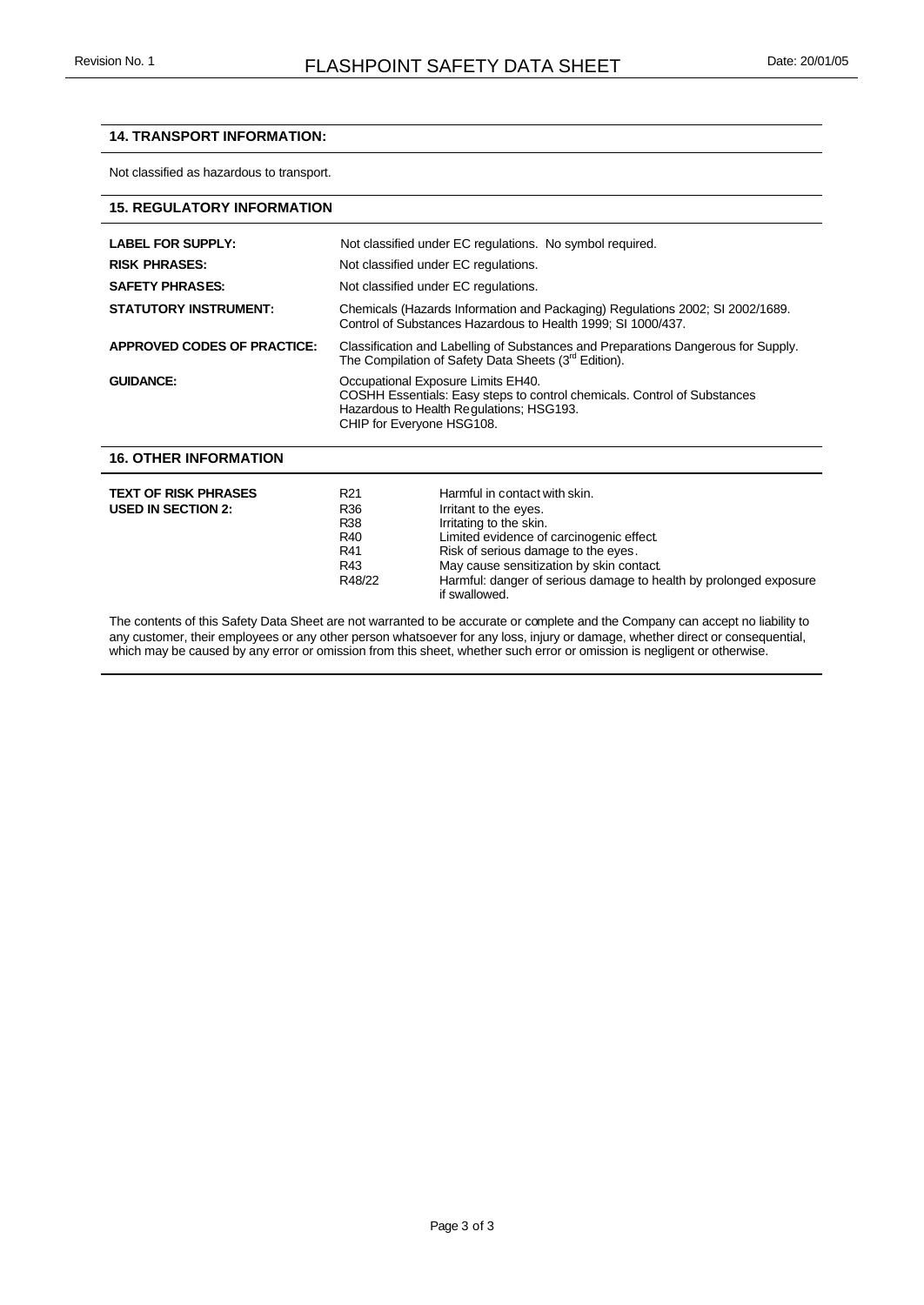## 14. TRANSPORT INFORMATION:

Not classified as hazardous to transport.

## 15. REGULATORY INFORMATION

| | |
|---|---|
| **LABEL FOR SUPPLY:** | Not classified under EC regulations. No symbol required. |
| **RISK PHRASES:** | Not classified under EC regulations. |
| **SAFETY PHRASES:** | Not classified under EC regulations. |
| **STATUTORY INSTRUMENT:** | Chemicals (Hazards Information and Packaging) Regulations 2002; SI 2002/1689. Control of Substances Hazardous to Health 1999; SI 1000/437. |
| **APPROVED CODES OF PRACTICE:** | Classification and Labelling of Substances and Preparations Dangerous for Supply. The Compilation of Safety Data Sheets (3rd Edition). |
| **GUIDANCE:** | Occupational Exposure Limits EH40. COSHH Essentials: Easy steps to control chemicals. Control of Substances Hazardous to Health Regulations; HSG193. CHIP for Everyone HSG108. |

## 16. OTHER INFORMATION

| | | |
|---|---|---|
| **TEXT OF RISK PHRASES USED IN SECTION 2:** | R21 | Harmful in contact with skin. |
| | R36 | Irritant to the eyes. |
| | R38 | Irritating to the skin. |
| | R40 | Limited evidence of carcinogenic effect. |
| | R41 | Risk of serious damage to the eyes. |
| | R43 | May cause sensitization by skin contact. |
| | R48/22 | Harmful: danger of serious damage to health by prolonged exposure if swallowed. |

The contents of this Safety Data Sheet are not warranted to be accurate or complete and the Company can accept no liability to any customer, their employees or any other person whatsoever for any loss, injury or damage, whether direct or consequential, which may be caused by any error or omission from this sheet, whether such error or omission is negligent or otherwise.